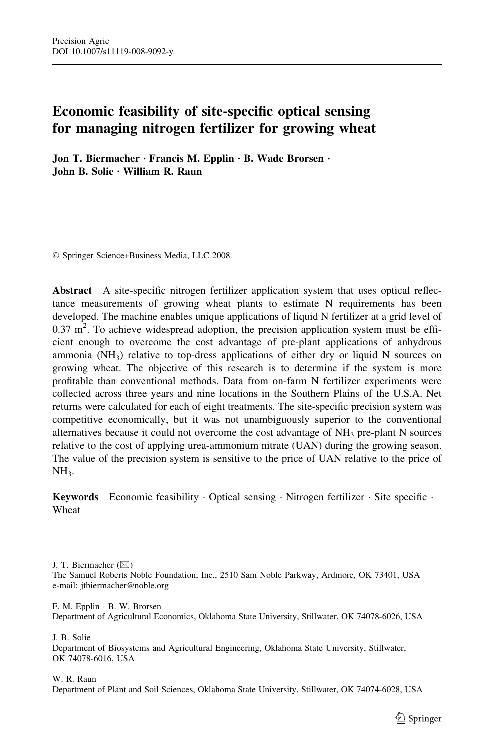# Economic feasibility of site-specific optical sensing for managing nitrogen fertilizer for growing wheat

**Jon T. Biermacher · Francis M. Epplin · B. Wade Brorsen · John B. Solie · William R. Raun**

© Springer Science+Business Media, LLC 2008

**Abstract** A site-specific nitrogen fertilizer application system that uses optical reflectance measurements of growing wheat plants to estimate N requirements has been developed. The machine enables unique applications of liquid N fertilizer at a grid level of 0.37 $m^2$. To achieve widespread adoption, the precision application system must be efficient enough to overcome the cost advantage of pre-plant applications of anhydrous ammonia ($NH_3$) relative to top-dress applications of either dry or liquid N sources on growing wheat. The objective of this research is to determine if the system is more profitable than conventional methods. Data from on-farm N fertilizer experiments were collected across three years and nine locations in the Southern Plains of the U.S.A. Net returns were calculated for each of eight treatments. The site-specific precision system was competitive economically, but it was not unambiguously superior to the conventional alternatives because it could not overcome the cost advantage of $NH_3$ pre-plant N sources relative to the cost of applying urea-ammonium nitrate (UAN) during the growing season. The value of the precision system is sensitive to the price of UAN relative to the price of $NH_3$.

**Keywords** Economic feasibility · Optical sensing · Nitrogen fertilizer · Site specific · Wheat

---

J. T. Biermacher (✉)
The Samuel Roberts Noble Foundation, Inc., 2510 Sam Noble Parkway, Ardmore, OK 73401, USA
e-mail: jtbiermacher@noble.org

F. M. Epplin · B. W. Brorsen
Department of Agricultural Economics, Oklahoma State University, Stillwater, OK 74078-6026, USA

J. B. Solie
Department of Biosystems and Agricultural Engineering, Oklahoma State University, Stillwater, OK 74078-6016, USA

W. R. Raun
Department of Plant and Soil Sciences, Oklahoma State University, Stillwater, OK 74074-6028, USA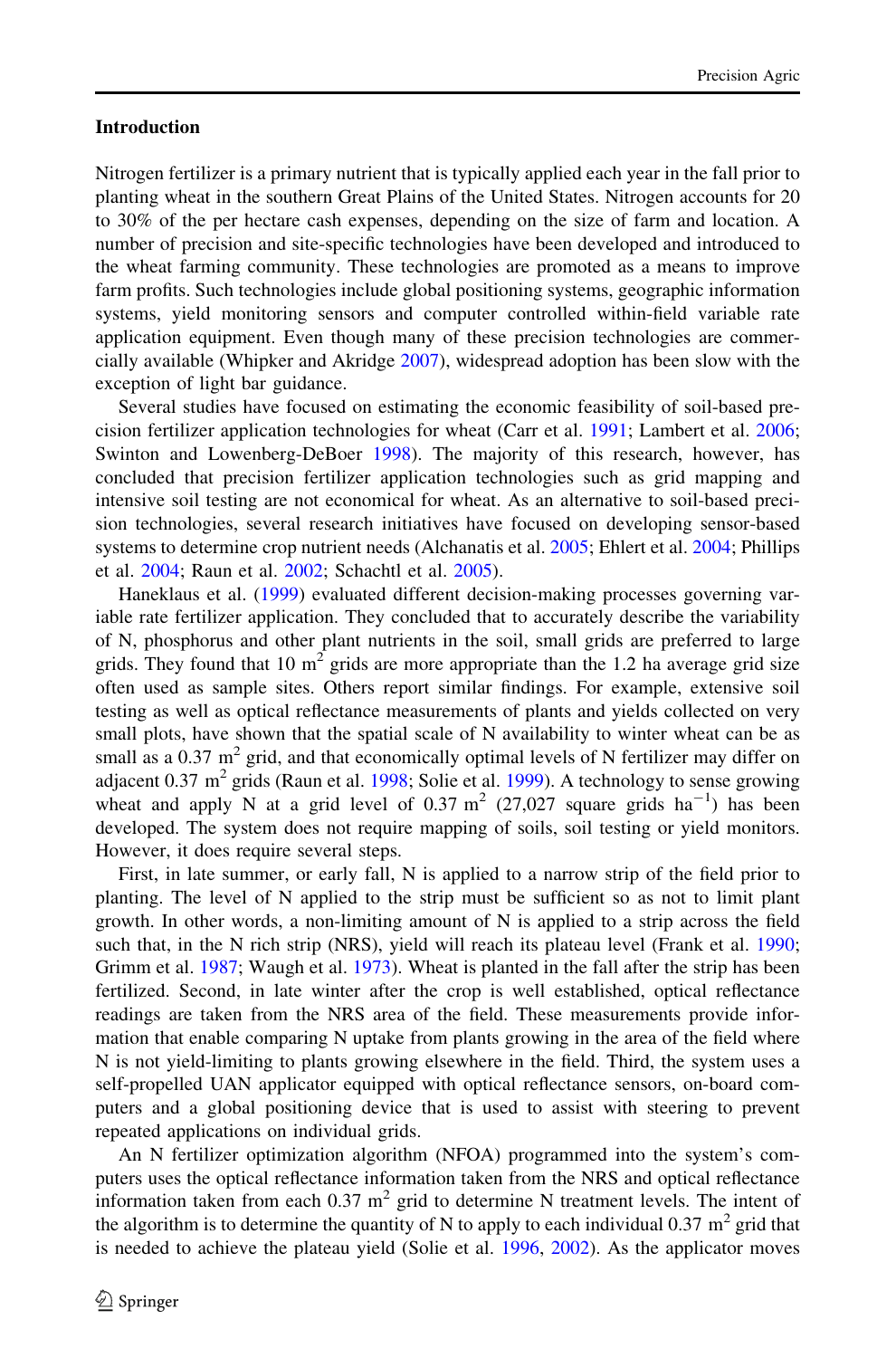## Introduction

Nitrogen fertilizer is a primary nutrient that is typically applied each year in the fall prior to planting wheat in the southern Great Plains of the United States. Nitrogen accounts for 20 to 30% of the per hectare cash expenses, depending on the size of farm and location. A number of precision and site-specific technologies have been developed and introduced to the wheat farming community. These technologies are promoted as a means to improve farm profits. Such technologies include global positioning systems, geographic information systems, yield monitoring sensors and computer controlled within-field variable rate application equipment. Even though many of these precision technologies are commercially available (Whipker and Akridge 2007), widespread adoption has been slow with the exception of light bar guidance.

Several studies have focused on estimating the economic feasibility of soil-based precision fertilizer application technologies for wheat (Carr et al. 1991; Lambert et al. 2006; Swinton and Lowenberg-DeBoer 1998). The majority of this research, however, has concluded that precision fertilizer application technologies such as grid mapping and intensive soil testing are not economical for wheat. As an alternative to soil-based precision technologies, several research initiatives have focused on developing sensor-based systems to determine crop nutrient needs (Alchanatis et al. 2005; Ehlert et al. 2004; Phillips et al. 2004; Raun et al. 2002; Schachtl et al. 2005).

Haneklaus et al. (1999) evaluated different decision-making processes governing variable rate fertilizer application. They concluded that to accurately describe the variability of N, phosphorus and other plant nutrients in the soil, small grids are preferred to large grids. They found that 10 $m^2$ grids are more appropriate than the 1.2 ha average grid size often used as sample sites. Others report similar findings. For example, extensive soil testing as well as optical reflectance measurements of plants and yields collected on very small plots, have shown that the spatial scale of N availability to winter wheat can be as small as a 0.37 $m^2$ grid, and that economically optimal levels of N fertilizer may differ on adjacent 0.37 $m^2$ grids (Raun et al. 1998; Solie et al. 1999). A technology to sense growing wheat and apply N at a grid level of 0.37 $m^2$ (27,027 square grids $ha^{-1}$) has been developed. The system does not require mapping of soils, soil testing or yield monitors. However, it does require several steps.

First, in late summer, or early fall, N is applied to a narrow strip of the field prior to planting. The level of N applied to the strip must be sufficient so as not to limit plant growth. In other words, a non-limiting amount of N is applied to a strip across the field such that, in the N rich strip (NRS), yield will reach its plateau level (Frank et al. 1990; Grimm et al. 1987; Waugh et al. 1973). Wheat is planted in the fall after the strip has been fertilized. Second, in late winter after the crop is well established, optical reflectance readings are taken from the NRS area of the field. These measurements provide information that enable comparing N uptake from plants growing in the area of the field where N is not yield-limiting to plants growing elsewhere in the field. Third, the system uses a self-propelled UAN applicator equipped with optical reflectance sensors, on-board computers and a global positioning device that is used to assist with steering to prevent repeated applications on individual grids.

An N fertilizer optimization algorithm (NFOA) programmed into the system's computers uses the optical reflectance information taken from the NRS and optical reflectance information taken from each 0.37 $m^2$ grid to determine N treatment levels. The intent of the algorithm is to determine the quantity of N to apply to each individual 0.37 $m^2$ grid that is needed to achieve the plateau yield (Solie et al. 1996, 2002). As the applicator moves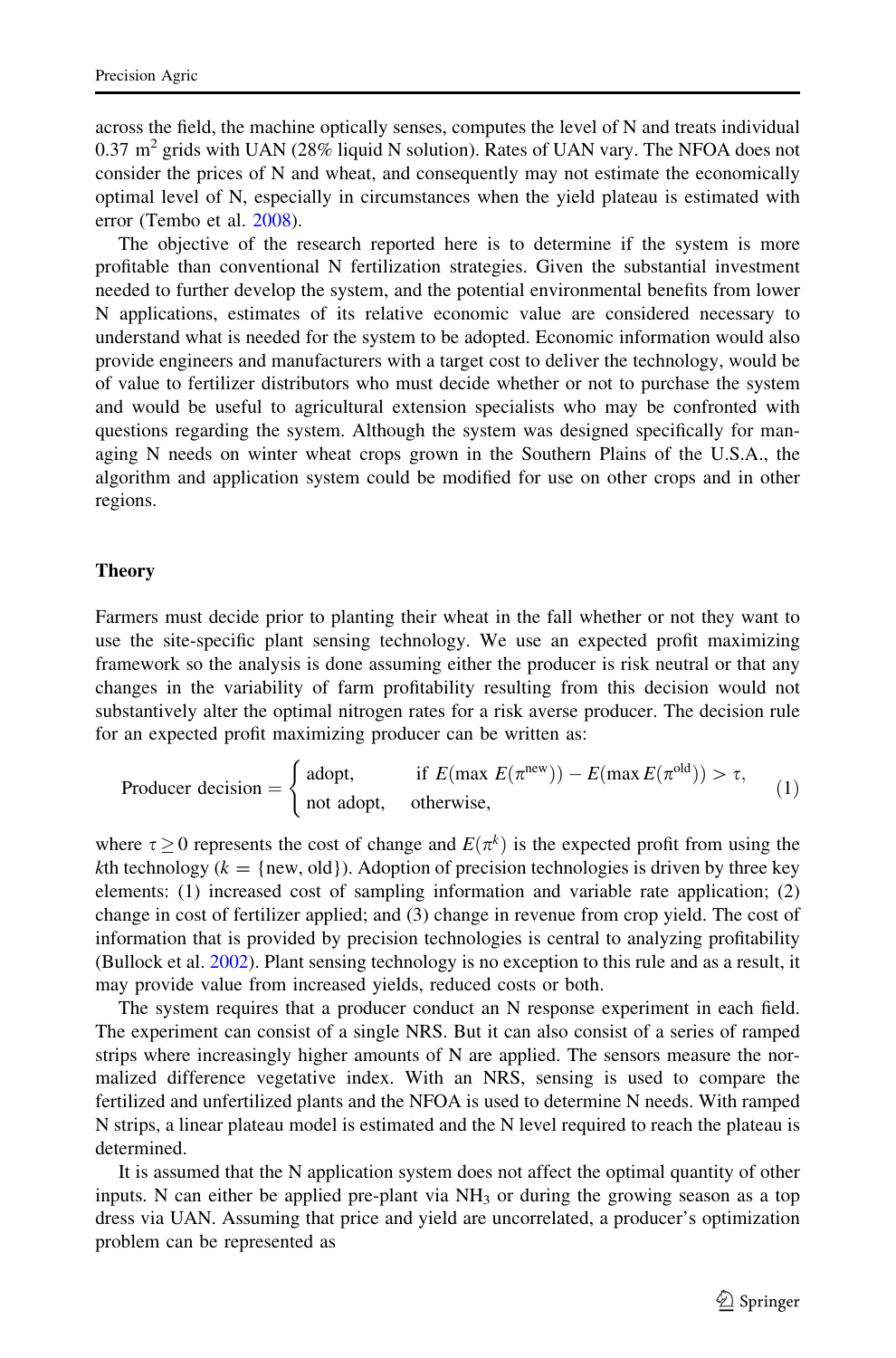across the field, the machine optically senses, computes the level of N and treats individual 0.37 $m^2$ grids with UAN (28% liquid N solution). Rates of UAN vary. The NFOA does not consider the prices of N and wheat, and consequently may not estimate the economically optimal level of N, especially in circumstances when the yield plateau is estimated with error (Tembo et al. 2008).

The objective of the research reported here is to determine if the system is more profitable than conventional N fertilization strategies. Given the substantial investment needed to further develop the system, and the potential environmental benefits from lower N applications, estimates of its relative economic value are considered necessary to understand what is needed for the system to be adopted. Economic information would also provide engineers and manufacturers with a target cost to deliver the technology, would be of value to fertilizer distributors who must decide whether or not to purchase the system and would be useful to agricultural extension specialists who may be confronted with questions regarding the system. Although the system was designed specifically for managing N needs on winter wheat crops grown in the Southern Plains of the U.S.A., the algorithm and application system could be modified for use on other crops and in other regions.

## Theory

Farmers must decide prior to planting their wheat in the fall whether or not they want to use the site-specific plant sensing technology. We use an expected profit maximizing framework so the analysis is done assuming either the producer is risk neutral or that any changes in the variability of farm profitability resulting from this decision would not substantively alter the optimal nitrogen rates for a risk averse producer. The decision rule for an expected profit maximizing producer can be written as:

$$\text{Producer decision} = \begin{cases} \text{adopt}, & \text{if } E(\max\, E(\pi^{\text{new}})) - E(\max E(\pi^{\text{old}})) > \tau, \\ \text{not adopt}, & \text{otherwise,} \end{cases} \tag{1}$$

where $\tau \geq 0$ represents the cost of change and $E(\pi^k)$ is the expected profit from using the $k$th technology ($k = \{\text{new, old}\}$). Adoption of precision technologies is driven by three key elements: (1) increased cost of sampling information and variable rate application; (2) change in cost of fertilizer applied; and (3) change in revenue from crop yield. The cost of information that is provided by precision technologies is central to analyzing profitability (Bullock et al. 2002). Plant sensing technology is no exception to this rule and as a result, it may provide value from increased yields, reduced costs or both.

The system requires that a producer conduct an N response experiment in each field. The experiment can consist of a single NRS. But it can also consist of a series of ramped strips where increasingly higher amounts of N are applied. The sensors measure the normalized difference vegetative index. With an NRS, sensing is used to compare the fertilized and unfertilized plants and the NFOA is used to determine N needs. With ramped N strips, a linear plateau model is estimated and the N level required to reach the plateau is determined.

It is assumed that the N application system does not affect the optimal quantity of other inputs. N can either be applied pre-plant via $NH_3$ or during the growing season as a top dress via UAN. Assuming that price and yield are uncorrelated, a producer's optimization problem can be represented as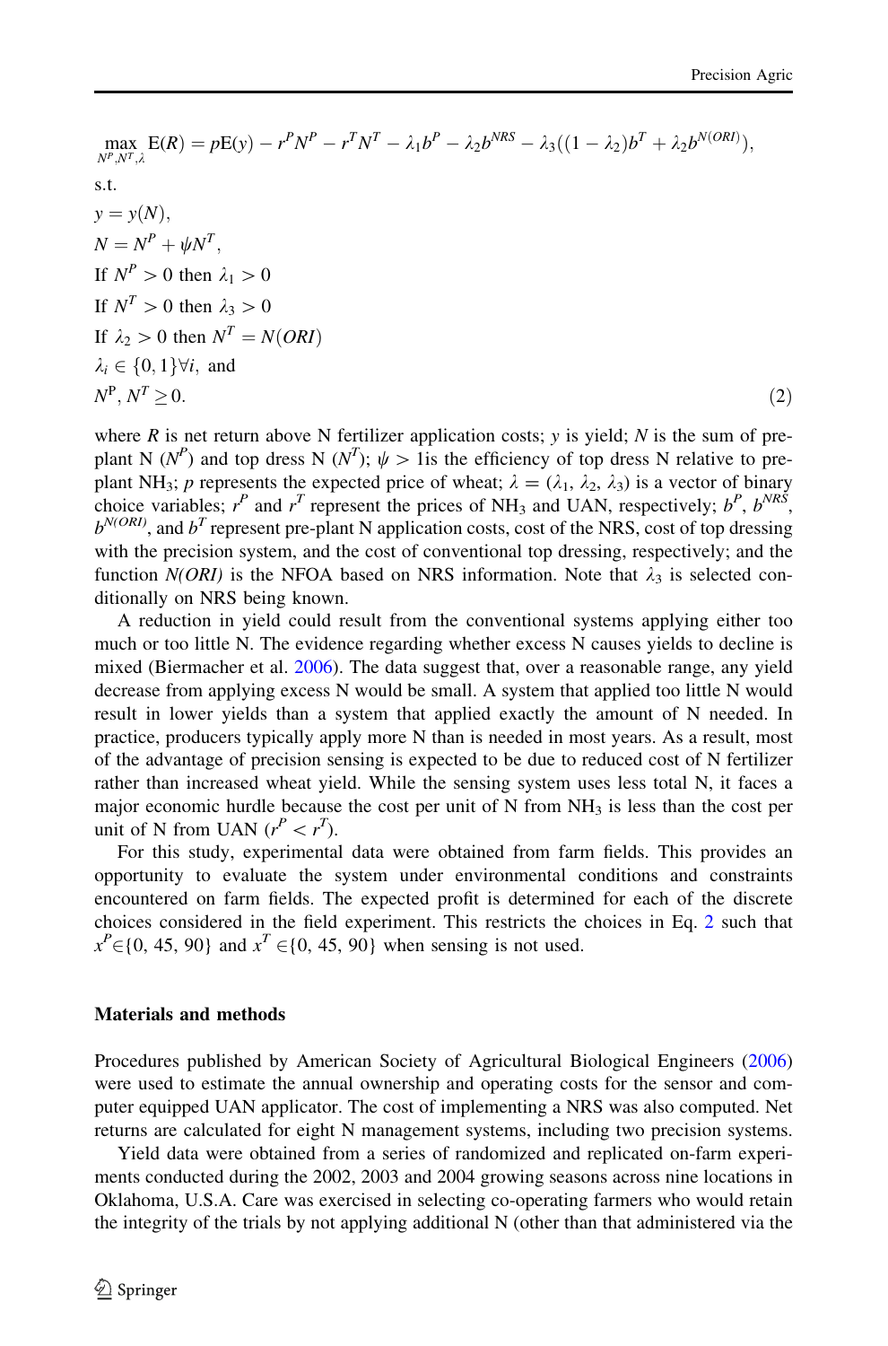$$
\begin{aligned}
&\max_{N^P, N^T, \lambda} \mathrm{E}(R) = p\mathrm{E}(y) - r^P N^P - r^T N^T - \lambda_1 b^P - \lambda_2 b^{NRS} - \lambda_3((1-\lambda_2)b^T + \lambda_2 b^{N(ORI)}),\\
&\text{s.t.}\\
&y = y(N),\\
&N = N^P + \psi N^T,\\
&\text{If } N^P > 0 \text{ then } \lambda_1 > 0\\
&\text{If } N^T > 0 \text{ then } \lambda_3 > 0\\
&\text{If } \lambda_2 > 0 \text{ then } N^T = N(ORI)\\
&\lambda_i \in \{0, 1\} \forall i, \text{ and}\\
&N^P, N^T \geq 0.
\end{aligned} \tag{2}
$$

where $R$ is net return above N fertilizer application costs; $y$ is yield; $N$ is the sum of pre-plant N ($N^P$) and top dress N ($N^T$); $\psi > 1$is the efficiency of top dress N relative to pre-plant $NH_3$; $p$ represents the expected price of wheat; $\lambda = (\lambda_1, \lambda_2, \lambda_3)$ is a vector of binary choice variables; $r^P$ and $r^T$ represent the prices of $NH_3$ and UAN, respectively; $b^P$, $b^{NRS}$, $b^{N(ORI)}$, and $b^T$ represent pre-plant N application costs, cost of the NRS, cost of top dressing with the precision system, and the cost of conventional top dressing, respectively; and the function $N(ORI)$ is the NFOA based on NRS information. Note that $\lambda_3$ is selected conditionally on NRS being known.

A reduction in yield could result from the conventional systems applying either too much or too little N. The evidence regarding whether excess N causes yields to decline is mixed (Biermacher et al. 2006). The data suggest that, over a reasonable range, any yield decrease from applying excess N would be small. A system that applied too little N would result in lower yields than a system that applied exactly the amount of N needed. In practice, producers typically apply more N than is needed in most years. As a result, most of the advantage of precision sensing is expected to be due to reduced cost of N fertilizer rather than increased wheat yield. While the sensing system uses less total N, it faces a major economic hurdle because the cost per unit of N from $NH_3$ is less than the cost per unit of N from UAN ($r^P < r^T$).

For this study, experimental data were obtained from farm fields. This provides an opportunity to evaluate the system under environmental conditions and constraints encountered on farm fields. The expected profit is determined for each of the discrete choices considered in the field experiment. This restricts the choices in Eq. 2 such that $x^P \in \{0, 45, 90\}$ and $x^T \in \{0, 45, 90\}$ when sensing is not used.

## Materials and methods

Procedures published by American Society of Agricultural Biological Engineers (2006) were used to estimate the annual ownership and operating costs for the sensor and computer equipped UAN applicator. The cost of implementing a NRS was also computed. Net returns are calculated for eight N management systems, including two precision systems.

Yield data were obtained from a series of randomized and replicated on-farm experiments conducted during the 2002, 2003 and 2004 growing seasons across nine locations in Oklahoma, U.S.A. Care was exercised in selecting co-operating farmers who would retain the integrity of the trials by not applying additional N (other than that administered via the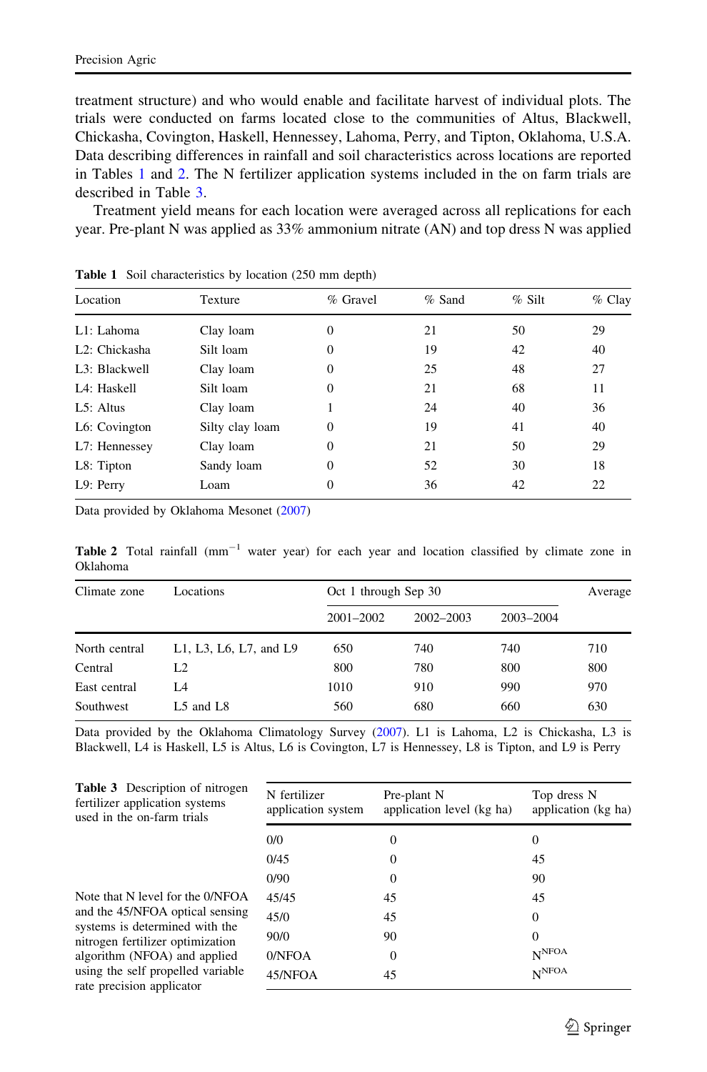treatment structure) and who would enable and facilitate harvest of individual plots. The trials were conducted on farms located close to the communities of Altus, Blackwell, Chickasha, Covington, Haskell, Hennessey, Lahoma, Perry, and Tipton, Oklahoma, U.S.A. Data describing differences in rainfall and soil characteristics across locations are reported in Tables 1 and 2. The N fertilizer application systems included in the on farm trials are described in Table 3.

Treatment yield means for each location were averaged across all replications for each year. Pre-plant N was applied as 33% ammonium nitrate (AN) and top dress N was applied

**Table 1** Soil characteristics by location (250 mm depth)

| Location | Texture | % Gravel | % Sand | % Silt | % Clay |
|---|---|---|---|---|---|
| L1: Lahoma | Clay loam | 0 | 21 | 50 | 29 |
| L2: Chickasha | Silt loam | 0 | 19 | 42 | 40 |
| L3: Blackwell | Clay loam | 0 | 25 | 48 | 27 |
| L4: Haskell | Silt loam | 0 | 21 | 68 | 11 |
| L5: Altus | Clay loam | 1 | 24 | 40 | 36 |
| L6: Covington | Silty clay loam | 0 | 19 | 41 | 40 |
| L7: Hennessey | Clay loam | 0 | 21 | 50 | 29 |
| L8: Tipton | Sandy loam | 0 | 52 | 30 | 18 |
| L9: Perry | Loam | 0 | 36 | 42 | 22 |

Data provided by Oklahoma Mesonet (2007)

**Table 2** Total rainfall ($mm^{-1}$ water year) for each year and location classified by climate zone in Oklahoma

| Climate zone | Locations | Oct 1 through Sep 30 | | | Average |
|---|---|---|---|---|---|
| | | 2001–2002 | 2002–2003 | 2003–2004 | |
| North central | L1, L3, L6, L7, and L9 | 650 | 740 | 740 | 710 |
| Central | L2 | 800 | 780 | 800 | 800 |
| East central | L4 | 1010 | 910 | 990 | 970 |
| Southwest | L5 and L8 | 560 | 680 | 660 | 630 |

Data provided by the Oklahoma Climatology Survey (2007). L1 is Lahoma, L2 is Chickasha, L3 is Blackwell, L4 is Haskell, L5 is Altus, L6 is Covington, L7 is Hennessey, L8 is Tipton, and L9 is Perry

**Table 3** Description of nitrogen fertilizer application systems used in the on-farm trials

| N fertilizer application system | Pre-plant N application level (kg ha) | Top dress N application (kg ha) |
|---|---|---|
| 0/0 | 0 | 0 |
| 0/45 | 0 | 45 |
| 0/90 | 0 | 90 |
| 45/45 | 45 | 45 |
| 45/0 | 45 | 0 |
| 90/0 | 90 | 0 |
| 0/NFOA | 0 | $N^{NFOA}$ |
| 45/NFOA | 45 | $N^{NFOA}$ |

Note that N level for the 0/NFOA and the 45/NFOA optical sensing systems is determined with the nitrogen fertilizer optimization algorithm (NFOA) and applied using the self propelled variable rate precision applicator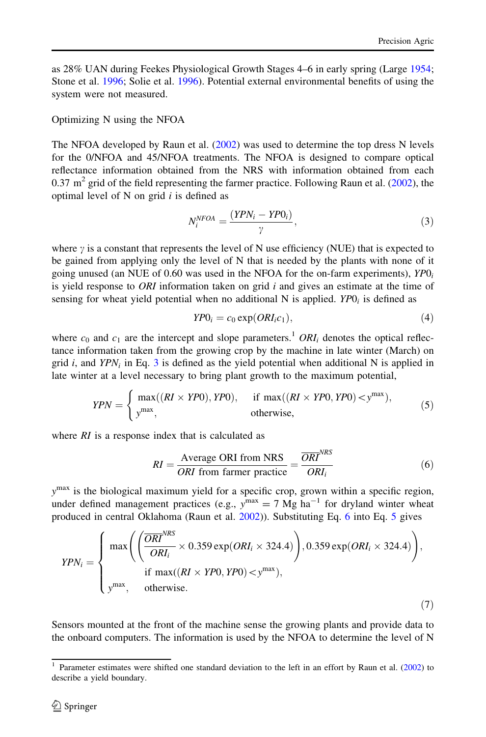as 28% UAN during Feekes Physiological Growth Stages 4–6 in early spring (Large 1954; Stone et al. 1996; Solie et al. 1996). Potential external environmental benefits of using the system were not measured.

### Optimizing N using the NFOA

The NFOA developed by Raun et al. (2002) was used to determine the top dress N levels for the 0/NFOA and 45/NFOA treatments. The NFOA is designed to compare optical reflectance information obtained from the NRS with information obtained from each 0.37 $m^2$ grid of the field representing the farmer practice. Following Raun et al. (2002), the optimal level of N on grid $i$ is defined as

$$N_i^{NFOA} = \frac{(YPN_i - YP0_i)}{\gamma}, \tag{3}$$

where $\gamma$ is a constant that represents the level of N use efficiency (NUE) that is expected to be gained from applying only the level of N that is needed by the plants with none of it going unused (an NUE of 0.60 was used in the NFOA for the on-farm experiments), $YP0_i$ is yield response to $ORI$ information taken on grid $i$ and gives an estimate at the time of sensing for wheat yield potential when no additional N is applied. $YP0_i$ is defined as

$$YP0_i = c_0 \exp(ORI_i c_1), \tag{4}$$

where $c_0$ and $c_1$ are the intercept and slope parameters.[1] $ORI_i$ denotes the optical reflectance information taken from the growing crop by the machine in late winter (March) on grid $i$, and $YPN_i$ in Eq. 3 is defined as the yield potential when additional N is applied in late winter at a level necessary to bring plant growth to the maximum potential,

$$YPN = \begin{cases} \max((RI \times YP0), YP0), & \text{if } \max((RI \times YP0, YP0) < y^{\max}), \\ y^{\max}, & \text{otherwise,} \end{cases} \tag{5}$$

where $RI$ is a response index that is calculated as

$$RI = \frac{\text{Average ORI from NRS}}{ORI \text{ from farmer practice}} = \frac{\overline{ORI}^{NRS}}{ORI_i} \tag{6}$$

$y^{\max}$ is the biological maximum yield for a specific crop, grown within a specific region, under defined management practices (e.g., $y^{\max} = 7$ Mg ha$^{-1}$ for dryland winter wheat produced in central Oklahoma (Raun et al. 2002)). Substituting Eq. 6 into Eq. 5 gives

$$YPN_i = \begin{cases} \max\left(\left(\dfrac{\overline{ORI}^{NRS}}{ORI_i} \times 0.359 \exp(ORI_i \times 324.4)\right), 0.359 \exp(ORI_i \times 324.4)\right), \\ \qquad \text{if } \max((RI \times YP0, YP0) < y^{\max}), \\ y^{\max}, \quad \text{otherwise.} \end{cases} \tag{7}$$

Sensors mounted at the front of the machine sense the growing plants and provide data to the onboard computers. The information is used by the NFOA to determine the level of N

---

[1] Parameter estimates were shifted one standard deviation to the left in an effort by Raun et al. (2002) to describe a yield boundary.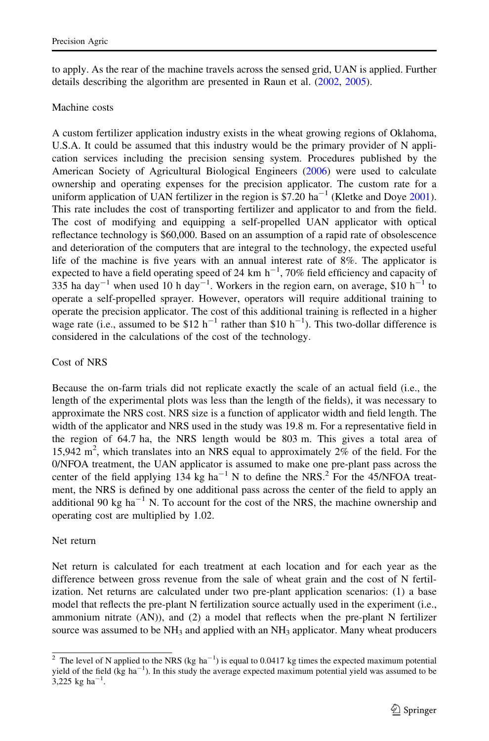to apply. As the rear of the machine travels across the sensed grid, UAN is applied. Further details describing the algorithm are presented in Raun et al. (2002, 2005).

### Machine costs

A custom fertilizer application industry exists in the wheat growing regions of Oklahoma, U.S.A. It could be assumed that this industry would be the primary provider of N application services including the precision sensing system. Procedures published by the American Society of Agricultural Biological Engineers (2006) were used to calculate ownership and operating expenses for the precision applicator. The custom rate for a uniform application of UAN fertilizer in the region is \$7.20 $ha^{-1}$ (Kletke and Doye 2001). This rate includes the cost of transporting fertilizer and applicator to and from the field. The cost of modifying and equipping a self-propelled UAN applicator with optical reflectance technology is \$60,000. Based on an assumption of a rapid rate of obsolescence and deterioration of the computers that are integral to the technology, the expected useful life of the machine is five years with an annual interest rate of 8%. The applicator is expected to have a field operating speed of 24 km $h^{-1}$, 70% field efficiency and capacity of 335 ha $day^{-1}$ when used 10 h $day^{-1}$. Workers in the region earn, on average, \$10 $h^{-1}$ to operate a self-propelled sprayer. However, operators will require additional training to operate the precision applicator. The cost of this additional training is reflected in a higher wage rate (i.e., assumed to be \$12 $h^{-1}$ rather than \$10 $h^{-1}$). This two-dollar difference is considered in the calculations of the cost of the technology.

### Cost of NRS

Because the on-farm trials did not replicate exactly the scale of an actual field (i.e., the length of the experimental plots was less than the length of the fields), it was necessary to approximate the NRS cost. NRS size is a function of applicator width and field length. The width of the applicator and NRS used in the study was 19.8 m. For a representative field in the region of 64.7 ha, the NRS length would be 803 m. This gives a total area of 15,942 $m^2$, which translates into an NRS equal to approximately 2% of the field. For the 0/NFOA treatment, the UAN applicator is assumed to make one pre-plant pass across the center of the field applying 134 kg $ha^{-1}$ N to define the NRS.[2] For the 45/NFOA treatment, the NRS is defined by one additional pass across the center of the field to apply an additional 90 kg $ha^{-1}$ N. To account for the cost of the NRS, the machine ownership and operating cost are multiplied by 1.02.

### Net return

Net return is calculated for each treatment at each location and for each year as the difference between gross revenue from the sale of wheat grain and the cost of N fertilization. Net returns are calculated under two pre-plant application scenarios: (1) a base model that reflects the pre-plant N fertilization source actually used in the experiment (i.e., ammonium nitrate (AN)), and (2) a model that reflects when the pre-plant N fertilizer source was assumed to be $NH_3$ and applied with an $NH_3$ applicator. Many wheat producers

---

[2] The level of N applied to the NRS (kg $ha^{-1}$) is equal to 0.0417 kg times the expected maximum potential yield of the field (kg $ha^{-1}$). In this study the average expected maximum potential yield was assumed to be 3,225 kg $ha^{-1}$.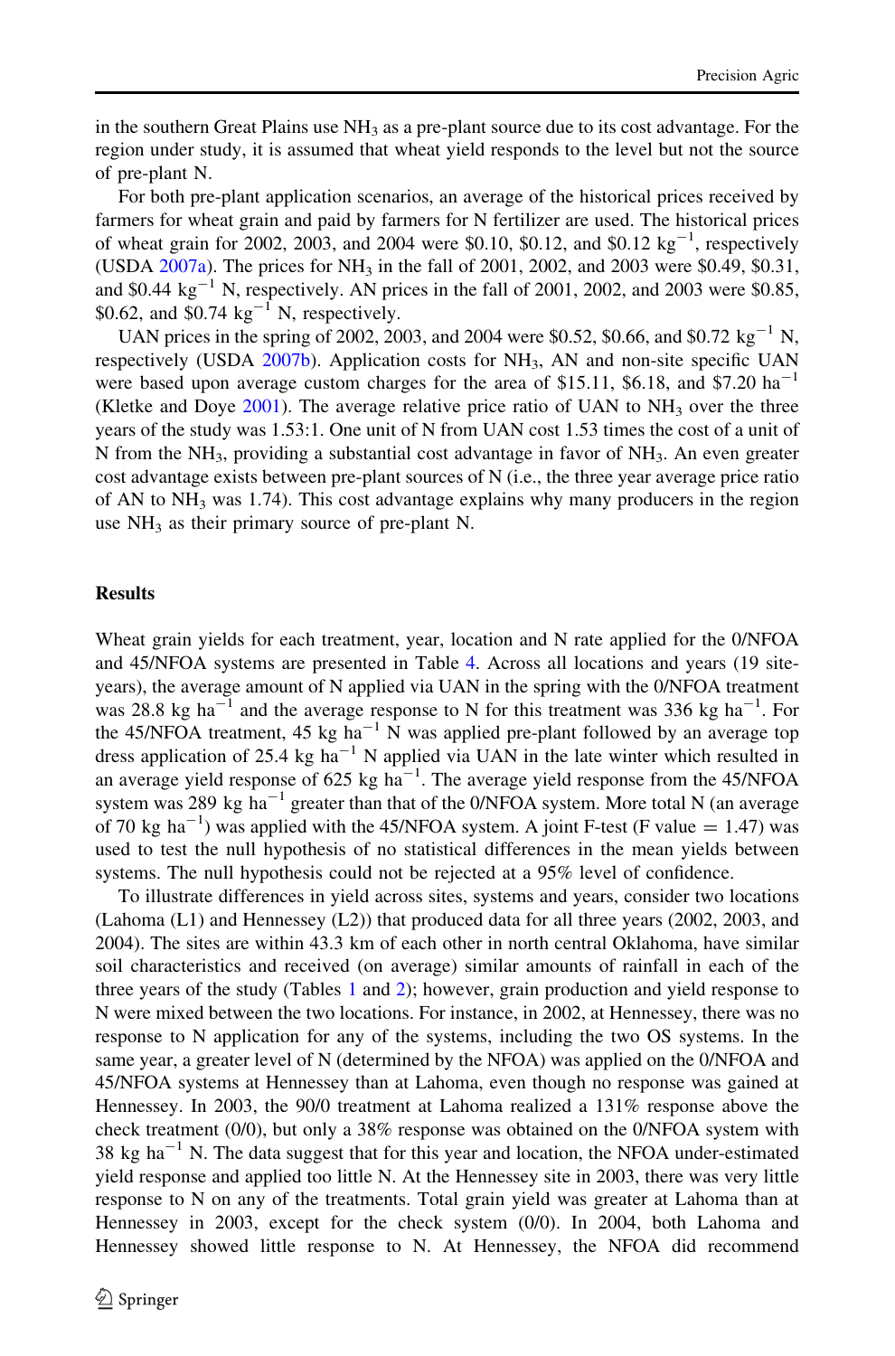in the southern Great Plains use $NH_3$ as a pre-plant source due to its cost advantage. For the region under study, it is assumed that wheat yield responds to the level but not the source of pre-plant N.

For both pre-plant application scenarios, an average of the historical prices received by farmers for wheat grain and paid by farmers for N fertilizer are used. The historical prices of wheat grain for 2002, 2003, and 2004 were \$0.10, \$0.12, and \$0.12 $kg^{-1}$, respectively (USDA 2007a). The prices for $NH_3$ in the fall of 2001, 2002, and 2003 were \$0.49, \$0.31, and \$0.44 $kg^{-1}$ N, respectively. AN prices in the fall of 2001, 2002, and 2003 were \$0.85, \$0.62, and \$0.74 $kg^{-1}$ N, respectively.

UAN prices in the spring of 2002, 2003, and 2004 were \$0.52, \$0.66, and \$0.72 $kg^{-1}$ N, respectively (USDA 2007b). Application costs for $NH_3$, AN and non-site specific UAN were based upon average custom charges for the area of \$15.11, \$6.18, and \$7.20 $ha^{-1}$ (Kletke and Doye 2001). The average relative price ratio of UAN to $NH_3$ over the three years of the study was 1.53:1. One unit of N from UAN cost 1.53 times the cost of a unit of N from the $NH_3$, providing a substantial cost advantage in favor of $NH_3$. An even greater cost advantage exists between pre-plant sources of N (i.e., the three year average price ratio of AN to $NH_3$ was 1.74). This cost advantage explains why many producers in the region use $NH_3$ as their primary source of pre-plant N.

## Results

Wheat grain yields for each treatment, year, location and N rate applied for the 0/NFOA and 45/NFOA systems are presented in Table 4. Across all locations and years (19 site-years), the average amount of N applied via UAN in the spring with the 0/NFOA treatment was 28.8 kg $ha^{-1}$ and the average response to N for this treatment was 336 kg $ha^{-1}$. For the 45/NFOA treatment, 45 kg $ha^{-1}$ N was applied pre-plant followed by an average top dress application of 25.4 kg $ha^{-1}$ N applied via UAN in the late winter which resulted in an average yield response of 625 kg $ha^{-1}$. The average yield response from the 45/NFOA system was 289 kg $ha^{-1}$ greater than that of the 0/NFOA system. More total N (an average of 70 kg $ha^{-1}$) was applied with the 45/NFOA system. A joint F-test (F value = 1.47) was used to test the null hypothesis of no statistical differences in the mean yields between systems. The null hypothesis could not be rejected at a 95% level of confidence.

To illustrate differences in yield across sites, systems and years, consider two locations (Lahoma (L1) and Hennessey (L2)) that produced data for all three years (2002, 2003, and 2004). The sites are within 43.3 km of each other in north central Oklahoma, have similar soil characteristics and received (on average) similar amounts of rainfall in each of the three years of the study (Tables 1 and 2); however, grain production and yield response to N were mixed between the two locations. For instance, in 2002, at Hennessey, there was no response to N application for any of the systems, including the two OS systems. In the same year, a greater level of N (determined by the NFOA) was applied on the 0/NFOA and 45/NFOA systems at Hennessey than at Lahoma, even though no response was gained at Hennessey. In 2003, the 90/0 treatment at Lahoma realized a 131% response above the check treatment (0/0), but only a 38% response was obtained on the 0/NFOA system with 38 kg $ha^{-1}$ N. The data suggest that for this year and location, the NFOA under-estimated yield response and applied too little N. At the Hennessey site in 2003, there was very little response to N on any of the treatments. Total grain yield was greater at Lahoma than at Hennessey in 2003, except for the check system (0/0). In 2004, both Lahoma and Hennessey showed little response to N. At Hennessey, the NFOA did recommend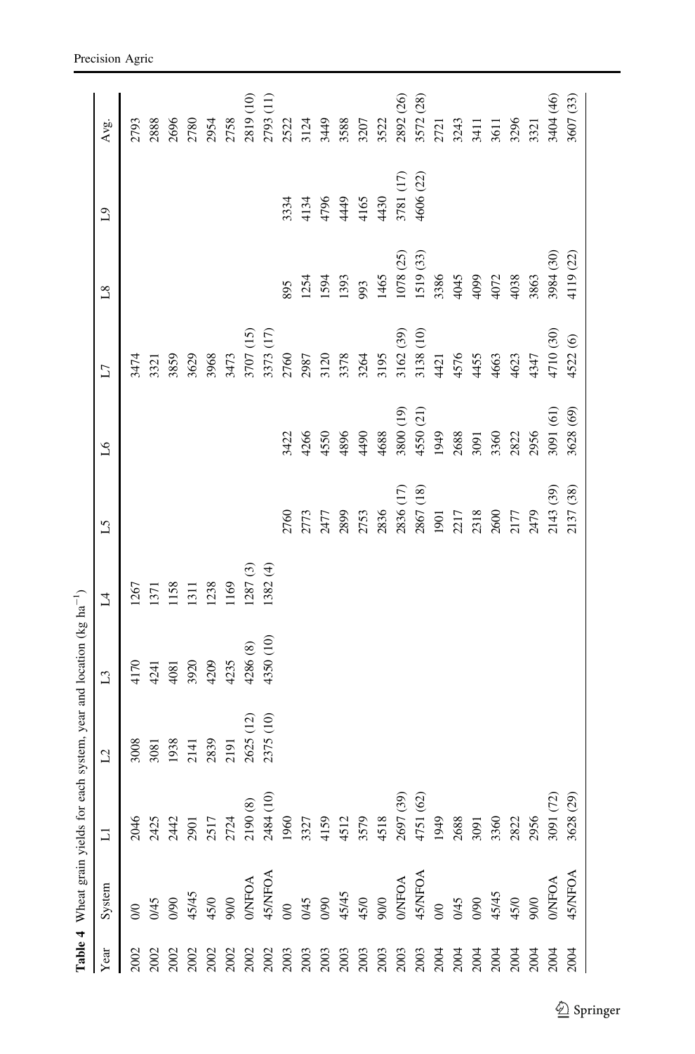**Table 4** Wheat grain yields for each system, year and location (kg ha$^{-1}$)

| Year | System | L1 | L2 | L3 | L4 | L5 | L6 | L7 | L8 | L9 | Avg. |
|---|---|---|---|---|---|---|---|---|---|---|---|
| 2002 | 0/0 | 2046 | 3008 | 4170 | 1267 | | | 3474 | | | 2793 |
| 2002 | 0/45 | 2425 | 3081 | 4241 | 1371 | | | 3321 | | | 2888 |
| 2002 | 0/90 | 2442 | 1938 | 4081 | 1158 | | | 3859 | | | 2696 |
| 2002 | 45/45 | 2901 | 2141 | 3920 | 1311 | | | 3629 | | | 2780 |
| 2002 | 45/0 | 2517 | 2839 | 4209 | 1238 | | | 3968 | | | 2954 |
| 2002 | 90/0 | 2724 | 2191 | 4235 | 1169 | | | 3473 | | | 2758 |
| 2002 | 0/NFOA | 2190 (8) | 2625 (12) | 4286 (8) | 1287 (3) | | | 3707 (15) | | | 2819 (10) |
| 2002 | 45/NFOA | 2484 (10) | 2375 (10) | 4350 (10) | 1382 (4) | | | 3373 (17) | | | 2793 (11) |
| 2003 | 0/0 | 1960 | | | | 2760 | 3422 | 2760 | 895 | 3334 | 2522 |
| 2003 | 0/45 | 3327 | | | | 2773 | 4266 | 2987 | 1254 | 4134 | 3124 |
| 2003 | 0/90 | 4159 | | | | 2477 | 4550 | 3120 | 1594 | 4796 | 3449 |
| 2003 | 45/45 | 4512 | | | | 2899 | 4896 | 3378 | 1393 | 4449 | 3588 |
| 2003 | 45/0 | 3579 | | | | 2753 | 4490 | 3264 | 993 | 4165 | 3207 |
| 2003 | 90/0 | 4518 | | | | 2836 | 4688 | 3195 | 1465 | 4430 | 3522 |
| 2003 | 0/NFOA | 2697 (39) | | | | 2836 (17) | 3800 (19) | 3162 (39) | 1078 (25) | 3781 (17) | 2892 (26) |
| 2003 | 45/NFOA | 4751 (62) | | | | 2867 (18) | 4550 (21) | 3138 (10) | 1519 (33) | 4606 (22) | 3572 (28) |
| 2004 | 0/0 | 1949 | | | | 1901 | 1949 | 4421 | 3386 | | 2721 |
| 2004 | 0/45 | 2688 | | | | 2217 | 2688 | 4576 | 4045 | | 3243 |
| 2004 | 0/90 | 3091 | | | | 2318 | 3091 | 4455 | 4099 | | 3411 |
| 2004 | 45/45 | 3360 | | | | 2600 | 3360 | 4663 | 4072 | | 3611 |
| 2004 | 45/0 | 2822 | | | | 2177 | 2822 | 4623 | 4038 | | 3296 |
| 2004 | 90/0 | 2956 | | | | 2479 | 2956 | 4347 | 3863 | | 3321 |
| 2004 | 0/NFOA | 3091 (72) | | | | 2143 (39) | 3091 (61) | 4710 (30) | 3984 (30) | | 3404 (46) |
| 2004 | 45/NFOA | 3628 (29) | | | | 2137 (38) | 3628 (69) | 4522 (6) | 4119 (22) | | 3607 (33) |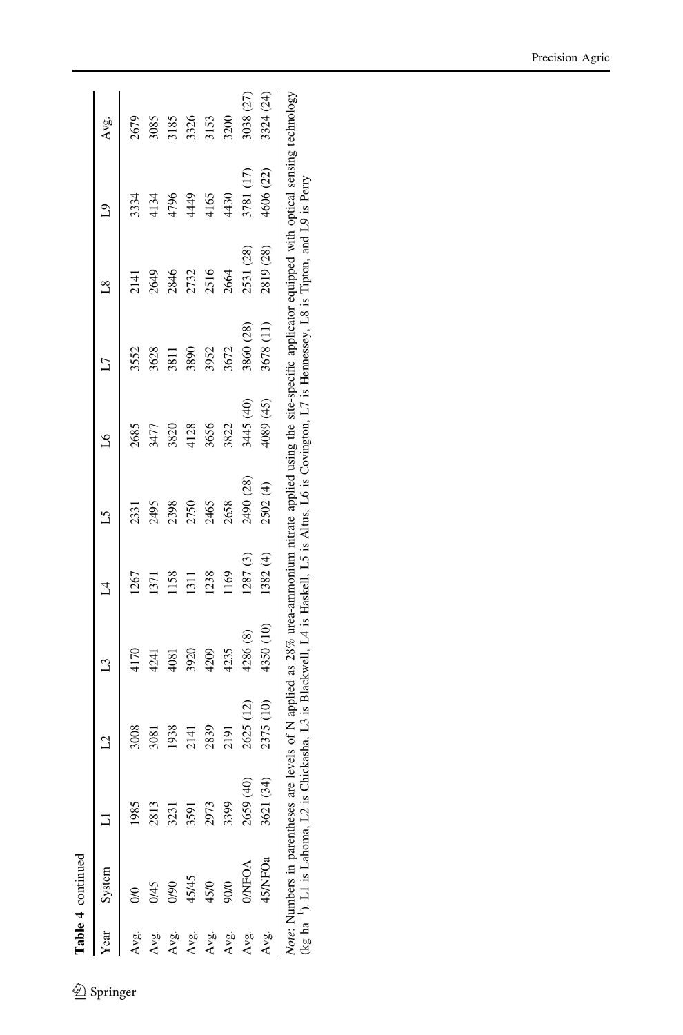**Table 4** continued

| Year | System | L1 | L2 | L3 | L4 | L5 | L6 | L7 | L8 | L9 | Avg. |
|---|---|---|---|---|---|---|---|---|---|---|---|
| Avg. | 0/0 | 1985 | 3008 | 4170 | 1267 | 2331 | 2685 | 3552 | 2141 | 3334 | 2679 |
| Avg. | 0/45 | 2813 | 3081 | 4241 | 1371 | 2495 | 3477 | 3628 | 2649 | 4134 | 3085 |
| Avg. | 0/90 | 3231 | 1938 | 4081 | 1158 | 2398 | 3820 | 3811 | 2846 | 4796 | 3185 |
| Avg. | 45/45 | 3591 | 2141 | 3920 | 1311 | 2750 | 4128 | 3890 | 2732 | 4449 | 3326 |
| Avg. | 45/0 | 2973 | 2839 | 4209 | 1238 | 2465 | 3656 | 3952 | 2516 | 4165 | 3153 |
| Avg. | 90/0 | 3399 | 2191 | 4235 | 1169 | 2658 | 3822 | 3672 | 2664 | 4430 | 3200 |
| Avg. | 0/NFOA | 2659 (40) | 2625 (12) | 4286 (8) | 1287 (3) | 2490 (28) | 3445 (40) | 3860 (28) | 2531 (28) | 3781 (17) | 3038 (27) |
| Avg. | 45/NFOa | 3621 (34) | 2375 (10) | 4350 (10) | 1382 (4) | 2502 (4) | 4089 (45) | 3678 (11) | 2819 (28) | 4606 (22) | 3324 (24) |

*Note*: Numbers in parentheses are levels of N applied as 28% urea-ammonium nitrate applied using the site-specific applicator equipped with optical sensing technology (kg $ha^{-1}$). L1 is Lahoma, L2 is Chickasha, L3 is Blackwell, L4 is Haskell, L5 is Altus, L6 is Covington, L7 is Hennessey, L8 is Tipton, and L9 is Perry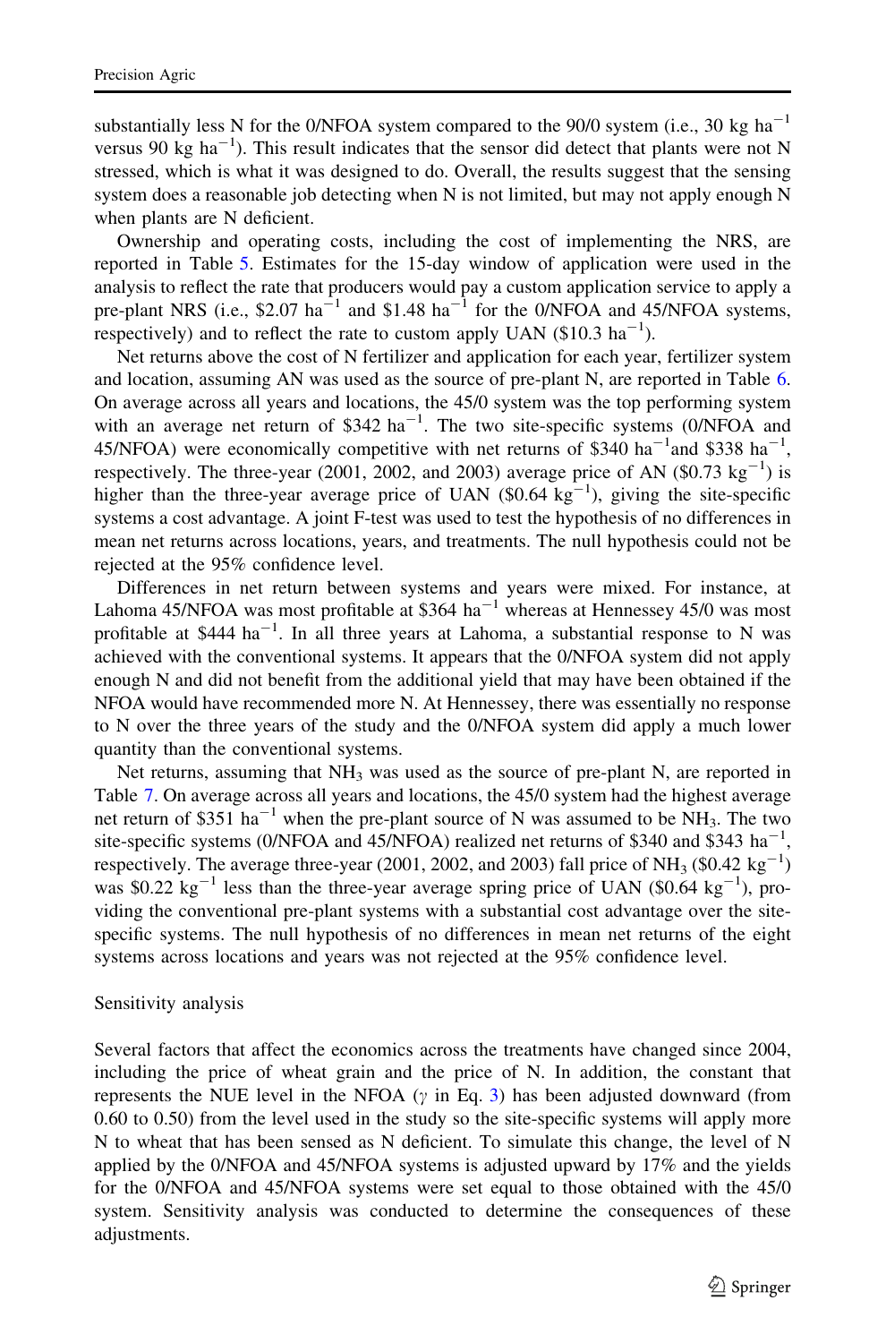substantially less N for the 0/NFOA system compared to the 90/0 system (i.e., 30 kg ha$^{-1}$ versus 90 kg ha$^{-1}$). This result indicates that the sensor did detect that plants were not N stressed, which is what it was designed to do. Overall, the results suggest that the sensing system does a reasonable job detecting when N is not limited, but may not apply enough N when plants are N deficient.

Ownership and operating costs, including the cost of implementing the NRS, are reported in Table 5. Estimates for the 15-day window of application were used in the analysis to reflect the rate that producers would pay a custom application service to apply a pre-plant NRS (i.e., \$2.07 ha$^{-1}$ and \$1.48 ha$^{-1}$ for the 0/NFOA and 45/NFOA systems, respectively) and to reflect the rate to custom apply UAN (\$10.3 ha$^{-1}$).

Net returns above the cost of N fertilizer and application for each year, fertilizer system and location, assuming AN was used as the source of pre-plant N, are reported in Table 6. On average across all years and locations, the 45/0 system was the top performing system with an average net return of \$342 ha$^{-1}$. The two site-specific systems (0/NFOA and 45/NFOA) were economically competitive with net returns of \$340 ha$^{-1}$and \$338 ha$^{-1}$, respectively. The three-year (2001, 2002, and 2003) average price of AN (\$0.73 kg$^{-1}$) is higher than the three-year average price of UAN (\$0.64 kg$^{-1}$), giving the site-specific systems a cost advantage. A joint F-test was used to test the hypothesis of no differences in mean net returns across locations, years, and treatments. The null hypothesis could not be rejected at the 95% confidence level.

Differences in net return between systems and years were mixed. For instance, at Lahoma 45/NFOA was most profitable at \$364 ha$^{-1}$ whereas at Hennessey 45/0 was most profitable at \$444 ha$^{-1}$. In all three years at Lahoma, a substantial response to N was achieved with the conventional systems. It appears that the 0/NFOA system did not apply enough N and did not benefit from the additional yield that may have been obtained if the NFOA would have recommended more N. At Hennessey, there was essentially no response to N over the three years of the study and the 0/NFOA system did apply a much lower quantity than the conventional systems.

Net returns, assuming that $NH_3$ was used as the source of pre-plant N, are reported in Table 7. On average across all years and locations, the 45/0 system had the highest average net return of \$351 ha$^{-1}$ when the pre-plant source of N was assumed to be $NH_3$. The two site-specific systems (0/NFOA and 45/NFOA) realized net returns of \$340 and \$343 ha$^{-1}$, respectively. The average three-year (2001, 2002, and 2003) fall price of $NH_3$ (\$0.42 kg$^{-1}$) was \$0.22 kg$^{-1}$ less than the three-year average spring price of UAN (\$0.64 kg$^{-1}$), providing the conventional pre-plant systems with a substantial cost advantage over the site-specific systems. The null hypothesis of no differences in mean net returns of the eight systems across locations and years was not rejected at the 95% confidence level.

## Sensitivity analysis

Several factors that affect the economics across the treatments have changed since 2004, including the price of wheat grain and the price of N. In addition, the constant that represents the NUE level in the NFOA ($\gamma$ in Eq. 3) has been adjusted downward (from 0.60 to 0.50) from the level used in the study so the site-specific systems will apply more N to wheat that has been sensed as N deficient. To simulate this change, the level of N applied by the 0/NFOA and 45/NFOA systems is adjusted upward by 17% and the yields for the 0/NFOA and 45/NFOA systems were set equal to those obtained with the 45/0 system. Sensitivity analysis was conducted to determine the consequences of these adjustments.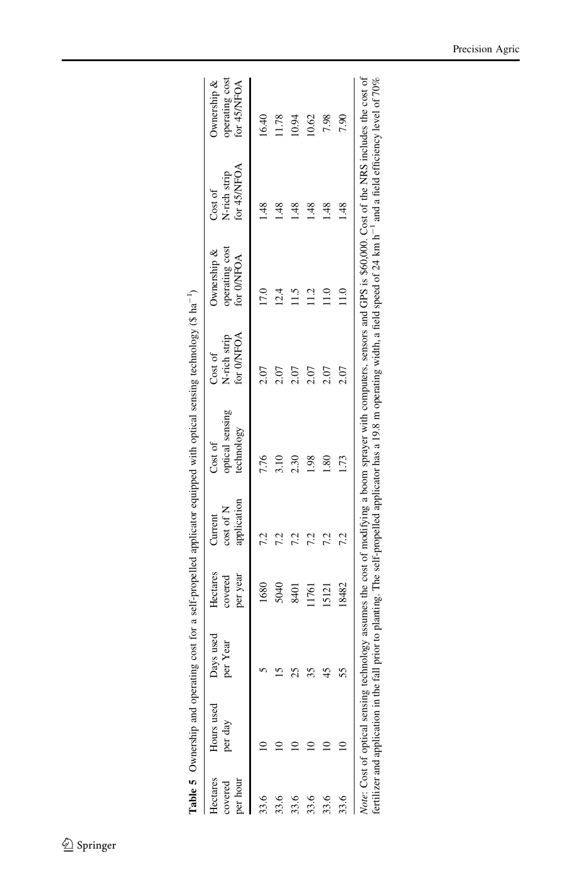**Table 5** Ownership and operating cost for a self-propelled applicator equipped with optical sensing technology ($ ha$^{-1}$)

| Hectares covered per hour | Hours used per day | Days used per Year | Hectares covered per year | Current cost of N application | Cost of optical sensing technology | Cost of N-rich strip for 0/NFOA | Ownership & operating cost for 0/NFOA | Cost of N-rich strip for 45/NFOA | Ownership & operating cost for 45/NFOA |
|---|---|---|---|---|---|---|---|---|---|
| 33.6 | 10 | 5 | 1680 | 7.2 | 7.76 | 2.07 | 17.0 | 1.48 | 16.40 |
| 33.6 | 10 | 15 | 5040 | 7.2 | 3.10 | 2.07 | 12.4 | 1.48 | 11.78 |
| 33.6 | 10 | 25 | 8401 | 7.2 | 2.30 | 2.07 | 11.5 | 1.48 | 10.94 |
| 33.6 | 10 | 35 | 11761 | 7.2 | 1.98 | 2.07 | 11.2 | 1.48 | 10.62 |
| 33.6 | 10 | 45 | 15121 | 7.2 | 1.80 | 2.07 | 11.0 | 1.48 | 7.98 |
| 33.6 | 10 | 55 | 18482 | 7.2 | 1.73 | 2.07 | 11.0 | 1.48 | 7.90 |

*Note*: Cost of optical sensing technology assumes the cost of modifying a boom sprayer with computers, sensors and GPS is $60,000. Cost of the NRS includes the cost of fertilizer and application in the fall prior to planting. The self-propelled applicator has a 19.8 m operating width, a field speed of 24 km h$^{-1}$ and a field efficiency level of 70%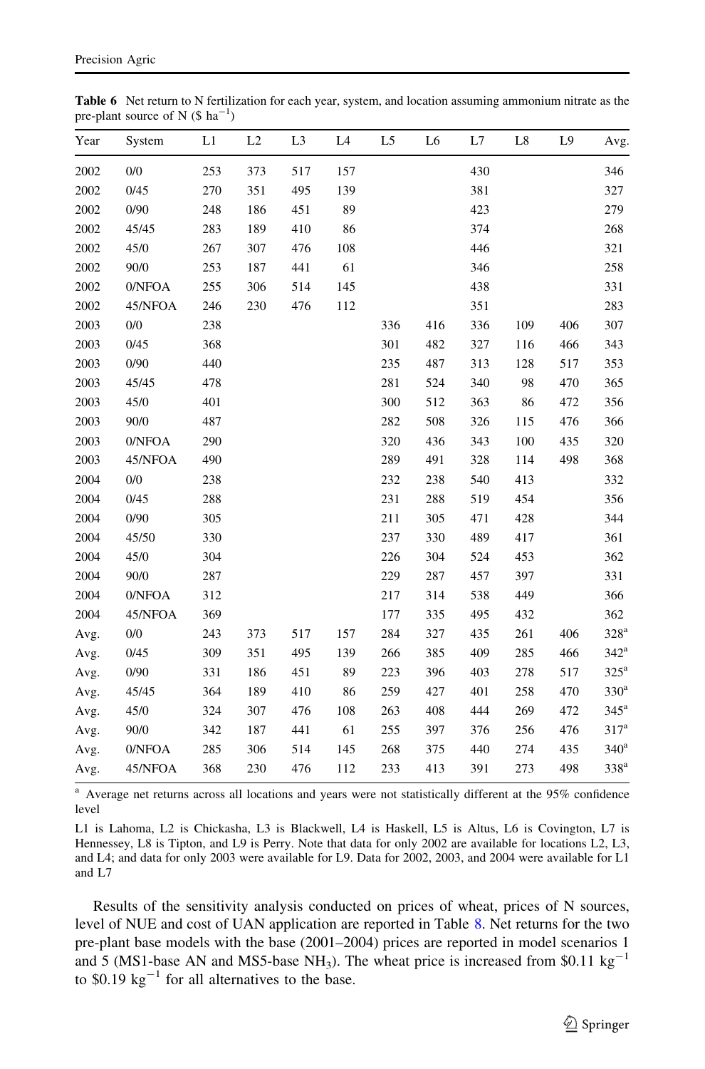**Table 6** Net return to N fertilization for each year, system, and location assuming ammonium nitrate as the pre-plant source of N (\$ $ha^{-1}$)

| Year | System | L1 | L2 | L3 | L4 | L5 | L6 | L7 | L8 | L9 | Avg. |
|---|---|---|---|---|---|---|---|---|---|---|---|
| 2002 | 0/0 | 253 | 373 | 517 | 157 | | | 430 | | | 346 |
| 2002 | 0/45 | 270 | 351 | 495 | 139 | | | 381 | | | 327 |
| 2002 | 0/90 | 248 | 186 | 451 | 89 | | | 423 | | | 279 |
| 2002 | 45/45 | 283 | 189 | 410 | 86 | | | 374 | | | 268 |
| 2002 | 45/0 | 267 | 307 | 476 | 108 | | | 446 | | | 321 |
| 2002 | 90/0 | 253 | 187 | 441 | 61 | | | 346 | | | 258 |
| 2002 | 0/NFOA | 255 | 306 | 514 | 145 | | | 438 | | | 331 |
| 2002 | 45/NFOA | 246 | 230 | 476 | 112 | | | 351 | | | 283 |
| 2003 | 0/0 | 238 | | | | 336 | 416 | 336 | 109 | 406 | 307 |
| 2003 | 0/45 | 368 | | | | 301 | 482 | 327 | 116 | 466 | 343 |
| 2003 | 0/90 | 440 | | | | 235 | 487 | 313 | 128 | 517 | 353 |
| 2003 | 45/45 | 478 | | | | 281 | 524 | 340 | 98 | 470 | 365 |
| 2003 | 45/0 | 401 | | | | 300 | 512 | 363 | 86 | 472 | 356 |
| 2003 | 90/0 | 487 | | | | 282 | 508 | 326 | 115 | 476 | 366 |
| 2003 | 0/NFOA | 290 | | | | 320 | 436 | 343 | 100 | 435 | 320 |
| 2003 | 45/NFOA | 490 | | | | 289 | 491 | 328 | 114 | 498 | 368 |
| 2004 | 0/0 | 238 | | | | 232 | 238 | 540 | 413 | | 332 |
| 2004 | 0/45 | 288 | | | | 231 | 288 | 519 | 454 | | 356 |
| 2004 | 0/90 | 305 | | | | 211 | 305 | 471 | 428 | | 344 |
| 2004 | 45/50 | 330 | | | | 237 | 330 | 489 | 417 | | 361 |
| 2004 | 45/0 | 304 | | | | 226 | 304 | 524 | 453 | | 362 |
| 2004 | 90/0 | 287 | | | | 229 | 287 | 457 | 397 | | 331 |
| 2004 | 0/NFOA | 312 | | | | 217 | 314 | 538 | 449 | | 366 |
| 2004 | 45/NFOA | 369 | | | | 177 | 335 | 495 | 432 | | 362 |
| Avg. | 0/0 | 243 | 373 | 517 | 157 | 284 | 327 | 435 | 261 | 406 | 328[a] |
| Avg. | 0/45 | 309 | 351 | 495 | 139 | 266 | 385 | 409 | 285 | 466 | 342[a] |
| Avg. | 0/90 | 331 | 186 | 451 | 89 | 223 | 396 | 403 | 278 | 517 | 325[a] |
| Avg. | 45/45 | 364 | 189 | 410 | 86 | 259 | 427 | 401 | 258 | 470 | 330[a] |
| Avg. | 45/0 | 324 | 307 | 476 | 108 | 263 | 408 | 444 | 269 | 472 | 345[a] |
| Avg. | 90/0 | 342 | 187 | 441 | 61 | 255 | 397 | 376 | 256 | 476 | 317[a] |
| Avg. | 0/NFOA | 285 | 306 | 514 | 145 | 268 | 375 | 440 | 274 | 435 | 340[a] |
| Avg. | 45/NFOA | 368 | 230 | 476 | 112 | 233 | 413 | 391 | 273 | 498 | 338[a] |

[a] Average net returns across all locations and years were not statistically different at the 95% confidence level

L1 is Lahoma, L2 is Chickasha, L3 is Blackwell, L4 is Haskell, L5 is Altus, L6 is Covington, L7 is Hennessey, L8 is Tipton, and L9 is Perry. Note that data for only 2002 are available for locations L2, L3, and L4; and data for only 2003 were available for L9. Data for 2002, 2003, and 2004 were available for L1 and L7

Results of the sensitivity analysis conducted on prices of wheat, prices of N sources, level of NUE and cost of UAN application are reported in Table 8. Net returns for the two pre-plant base models with the base (2001–2004) prices are reported in model scenarios 1 and 5 (MS1-base AN and MS5-base $NH_3$). The wheat price is increased from \$0.11 $kg^{-1}$ to \$0.19 $kg^{-1}$ for all alternatives to the base.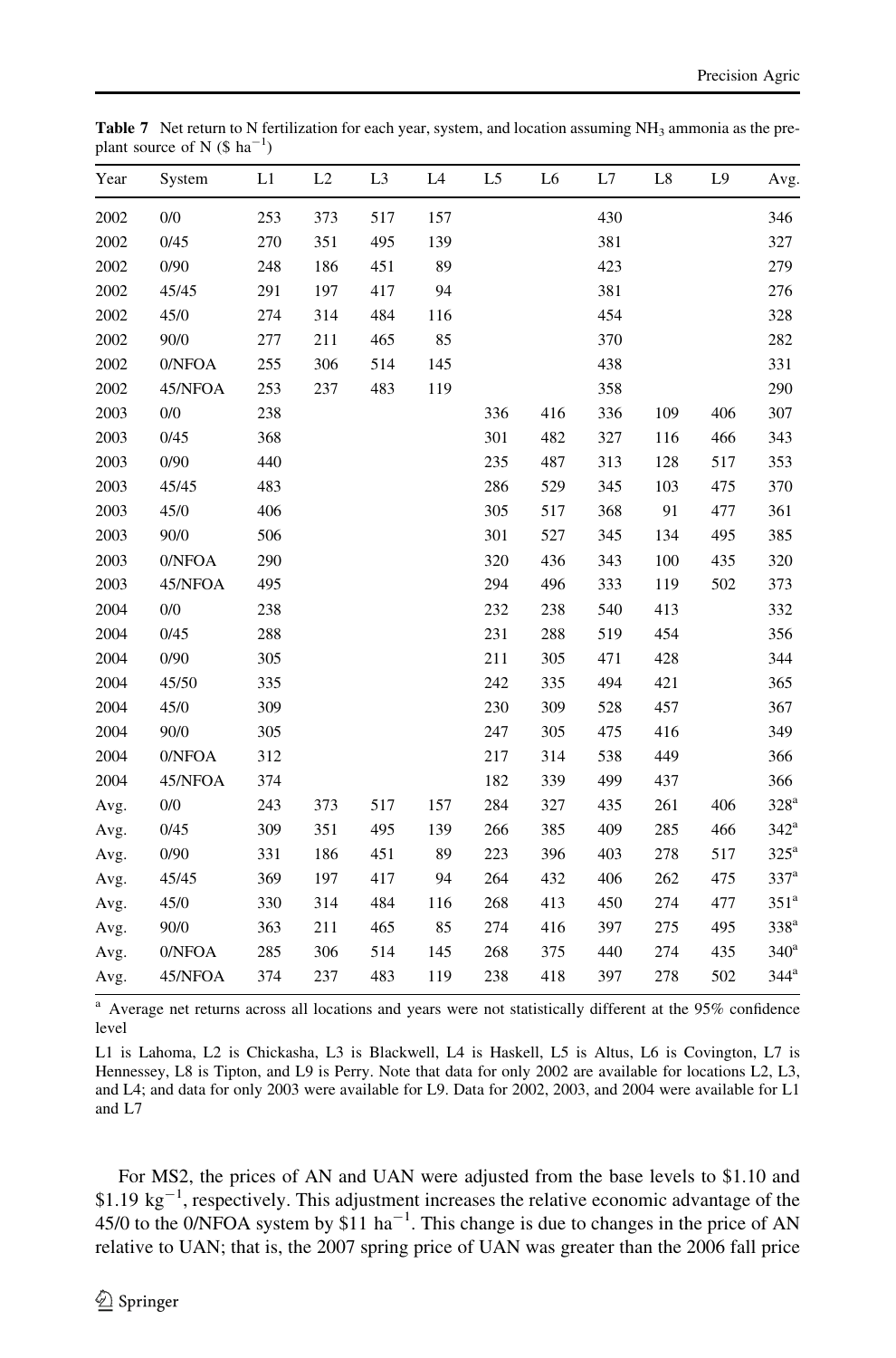**Table 7** Net return to N fertilization for each year, system, and location assuming $NH_3$ ammonia as the pre-plant source of N (\$ $ha^{-1}$)

| Year | System | L1 | L2 | L3 | L4 | L5 | L6 | L7 | L8 | L9 | Avg. |
|---|---|---|---|---|---|---|---|---|---|---|---|
| 2002 | 0/0 | 253 | 373 | 517 | 157 | | | 430 | | | 346 |
| 2002 | 0/45 | 270 | 351 | 495 | 139 | | | 381 | | | 327 |
| 2002 | 0/90 | 248 | 186 | 451 | 89 | | | 423 | | | 279 |
| 2002 | 45/45 | 291 | 197 | 417 | 94 | | | 381 | | | 276 |
| 2002 | 45/0 | 274 | 314 | 484 | 116 | | | 454 | | | 328 |
| 2002 | 90/0 | 277 | 211 | 465 | 85 | | | 370 | | | 282 |
| 2002 | 0/NFOA | 255 | 306 | 514 | 145 | | | 438 | | | 331 |
| 2002 | 45/NFOA | 253 | 237 | 483 | 119 | | | 358 | | | 290 |
| 2003 | 0/0 | 238 | | | | 336 | 416 | 336 | 109 | 406 | 307 |
| 2003 | 0/45 | 368 | | | | 301 | 482 | 327 | 116 | 466 | 343 |
| 2003 | 0/90 | 440 | | | | 235 | 487 | 313 | 128 | 517 | 353 |
| 2003 | 45/45 | 483 | | | | 286 | 529 | 345 | 103 | 475 | 370 |
| 2003 | 45/0 | 406 | | | | 305 | 517 | 368 | 91 | 477 | 361 |
| 2003 | 90/0 | 506 | | | | 301 | 527 | 345 | 134 | 495 | 385 |
| 2003 | 0/NFOA | 290 | | | | 320 | 436 | 343 | 100 | 435 | 320 |
| 2003 | 45/NFOA | 495 | | | | 294 | 496 | 333 | 119 | 502 | 373 |
| 2004 | 0/0 | 238 | | | | 232 | 238 | 540 | 413 | | 332 |
| 2004 | 0/45 | 288 | | | | 231 | 288 | 519 | 454 | | 356 |
| 2004 | 0/90 | 305 | | | | 211 | 305 | 471 | 428 | | 344 |
| 2004 | 45/50 | 335 | | | | 242 | 335 | 494 | 421 | | 365 |
| 2004 | 45/0 | 309 | | | | 230 | 309 | 528 | 457 | | 367 |
| 2004 | 90/0 | 305 | | | | 247 | 305 | 475 | 416 | | 349 |
| 2004 | 0/NFOA | 312 | | | | 217 | 314 | 538 | 449 | | 366 |
| 2004 | 45/NFOA | 374 | | | | 182 | 339 | 499 | 437 | | 366 |
| Avg. | 0/0 | 243 | 373 | 517 | 157 | 284 | 327 | 435 | 261 | 406 | 328[a] |
| Avg. | 0/45 | 309 | 351 | 495 | 139 | 266 | 385 | 409 | 285 | 466 | 342[a] |
| Avg. | 0/90 | 331 | 186 | 451 | 89 | 223 | 396 | 403 | 278 | 517 | 325[a] |
| Avg. | 45/45 | 369 | 197 | 417 | 94 | 264 | 432 | 406 | 262 | 475 | 337[a] |
| Avg. | 45/0 | 330 | 314 | 484 | 116 | 268 | 413 | 450 | 274 | 477 | 351[a] |
| Avg. | 90/0 | 363 | 211 | 465 | 85 | 274 | 416 | 397 | 275 | 495 | 338[a] |
| Avg. | 0/NFOA | 285 | 306 | 514 | 145 | 268 | 375 | 440 | 274 | 435 | 340[a] |
| Avg. | 45/NFOA | 374 | 237 | 483 | 119 | 238 | 418 | 397 | 278 | 502 | 344[a] |

[a] Average net returns across all locations and years were not statistically different at the 95% confidence level

L1 is Lahoma, L2 is Chickasha, L3 is Blackwell, L4 is Haskell, L5 is Altus, L6 is Covington, L7 is Hennessey, L8 is Tipton, and L9 is Perry. Note that data for only 2002 are available for locations L2, L3, and L4; and data for only 2003 were available for L9. Data for 2002, 2003, and 2004 were available for L1 and L7

For MS2, the prices of AN and UAN were adjusted from the base levels to \$1.10 and \$1.19 $kg^{-1}$, respectively. This adjustment increases the relative economic advantage of the 45/0 to the 0/NFOA system by \$11 $ha^{-1}$. This change is due to changes in the price of AN relative to UAN; that is, the 2007 spring price of UAN was greater than the 2006 fall price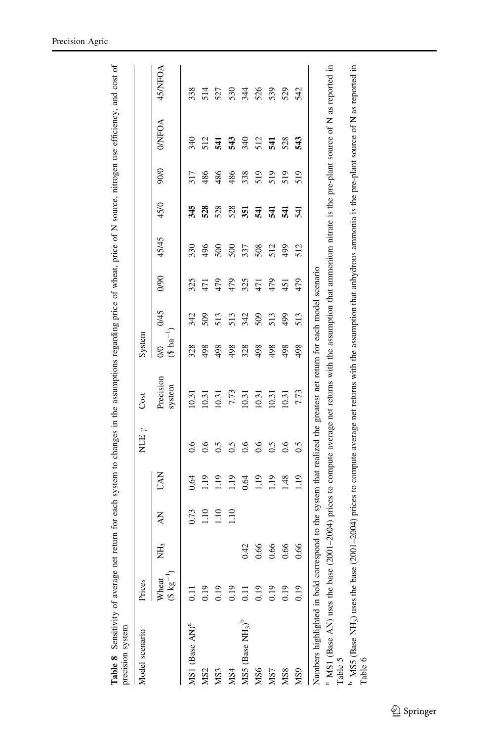**Table 8** Sensitivity of average net return for each system to changes in the assumptions regarding price of wheat, price of N source, nitrogen use efficiency, and cost of precision system

| Model scenario | Prices | | | | NUE $\gamma$ | Cost | System | | | | | | | |
|---|---|---|---|---|---|---|---|---|---|---|---|---|---|---|
| | Wheat ($ kg$^{-1}$) | $NH_3$ | AN | UAN | | Precision system | 0/0 ($ ha$^{-1}$) | 0/45 | 0/90 | 45/45 | 45/0 | 90/0 | 0/NFOA | 45/NFOA |
| MS1 (Base AN)[a] | 0.11 | | 0.73 | 0.64 | 0.6 | 10.31 | 328 | 342 | 325 | 330 | **345** | 317 | 340 | 338 |
| MS2 | 0.19 | | 1.10 | 1.19 | 0.6 | 10.31 | 498 | 509 | 471 | 496 | **528** | 486 | 512 | 514 |
| MS3 | 0.19 | | 1.10 | 1.19 | 0.5 | 10.31 | 498 | 513 | 479 | 500 | 528 | 486 | **541** | 527 |
| MS4 | 0.19 | | 1.10 | 1.19 | 0.5 | 7.73 | 498 | 513 | 479 | 500 | 528 | 486 | **543** | 530 |
| MS5 (Base $NH_3$)[b] | 0.11 | 0.42 | | 0.64 | 0.6 | 10.31 | 328 | 342 | 325 | 337 | **351** | 338 | 340 | 344 |
| MS6 | 0.19 | 0.66 | | 1.19 | 0.6 | 10.31 | 498 | 509 | 471 | 508 | **541** | 519 | 512 | 526 |
| MS7 | 0.19 | 0.66 | | 1.19 | 0.5 | 10.31 | 498 | 513 | 479 | 512 | **541** | 519 | **541** | 539 |
| MS8 | 0.19 | 0.66 | | 1.48 | 0.6 | 10.31 | 498 | 499 | 451 | 499 | **541** | 519 | 528 | 529 |
| MS9 | 0.19 | 0.66 | | 1.19 | 0.5 | 7.73 | 498 | 513 | 479 | 512 | 541 | 519 | **543** | 542 |

Numbers highlighted in bold correspond to the system that realized the greatest net return for each model scenario

[a] MS1 (Base AN) uses the base (2001–2004) prices to compute average net returns with the assumption that ammonium nitrate is the pre-plant source of N as reported in Table 5

[b] MS5 (Base $NH_3$) uses the base (2001–2004) prices to compute average net returns with the assumption that anhydrous ammonia is the pre-plant source of N as reported in Table 6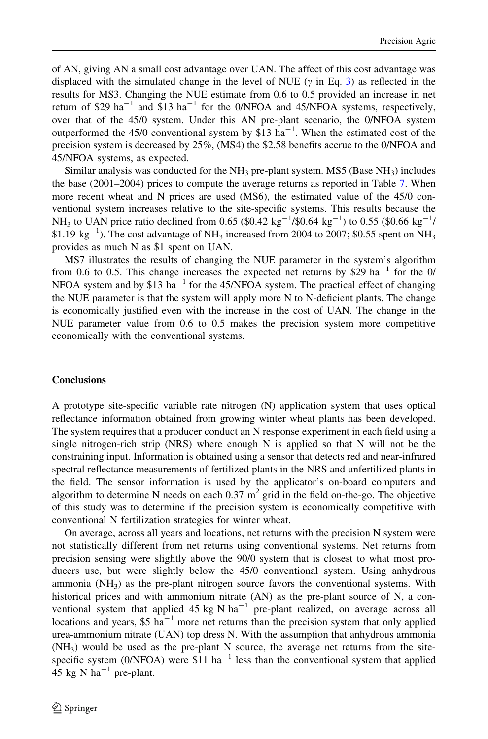of AN, giving AN a small cost advantage over UAN. The affect of this cost advantage was displaced with the simulated change in the level of NUE ($\gamma$ in Eq. 3) as reflected in the results for MS3. Changing the NUE estimate from 0.6 to 0.5 provided an increase in net return of \$29 $ha^{-1}$ and \$13 $ha^{-1}$ for the 0/NFOA and 45/NFOA systems, respectively, over that of the 45/0 system. Under this AN pre-plant scenario, the 0/NFOA system outperformed the 45/0 conventional system by \$13 $ha^{-1}$. When the estimated cost of the precision system is decreased by 25%, (MS4) the \$2.58 benefits accrue to the 0/NFOA and 45/NFOA systems, as expected.

Similar analysis was conducted for the $NH_3$ pre-plant system. MS5 (Base $NH_3$) includes the base (2001–2004) prices to compute the average returns as reported in Table 7. When more recent wheat and N prices are used (MS6), the estimated value of the 45/0 conventional system increases relative to the site-specific systems. This results because the $NH_3$ to UAN price ratio declined from 0.65 (\$0.42 $kg^{-1}$/\$0.64 $kg^{-1}$) to 0.55 (\$0.66 $kg^{-1}$/ \$1.19 $kg^{-1}$). The cost advantage of $NH_3$ increased from 2004 to 2007; \$0.55 spent on $NH_3$ provides as much N as \$1 spent on UAN.

MS7 illustrates the results of changing the NUE parameter in the system's algorithm from 0.6 to 0.5. This change increases the expected net returns by \$29 $ha^{-1}$ for the 0/ NFOA system and by \$13 $ha^{-1}$ for the 45/NFOA system. The practical effect of changing the NUE parameter is that the system will apply more N to N-deficient plants. The change is economically justified even with the increase in the cost of UAN. The change in the NUE parameter value from 0.6 to 0.5 makes the precision system more competitive economically with the conventional systems.

## Conclusions

A prototype site-specific variable rate nitrogen (N) application system that uses optical reflectance information obtained from growing winter wheat plants has been developed. The system requires that a producer conduct an N response experiment in each field using a single nitrogen-rich strip (NRS) where enough N is applied so that N will not be the constraining input. Information is obtained using a sensor that detects red and near-infrared spectral reflectance measurements of fertilized plants in the NRS and unfertilized plants in the field. The sensor information is used by the applicator's on-board computers and algorithm to determine N needs on each 0.37 $m^2$ grid in the field on-the-go. The objective of this study was to determine if the precision system is economically competitive with conventional N fertilization strategies for winter wheat.

On average, across all years and locations, net returns with the precision N system were not statistically different from net returns using conventional systems. Net returns from precision sensing were slightly above the 90/0 system that is closest to what most producers use, but were slightly below the 45/0 conventional system. Using anhydrous ammonia ($NH_3$) as the pre-plant nitrogen source favors the conventional systems. With historical prices and with ammonium nitrate (AN) as the pre-plant source of N, a conventional system that applied 45 kg N $ha^{-1}$ pre-plant realized, on average across all locations and years, \$5 $ha^{-1}$ more net returns than the precision system that only applied urea-ammonium nitrate (UAN) top dress N. With the assumption that anhydrous ammonia ($NH_3$) would be used as the pre-plant N source, the average net returns from the site-specific system (0/NFOA) were \$11 $ha^{-1}$ less than the conventional system that applied 45 kg N $ha^{-1}$ pre-plant.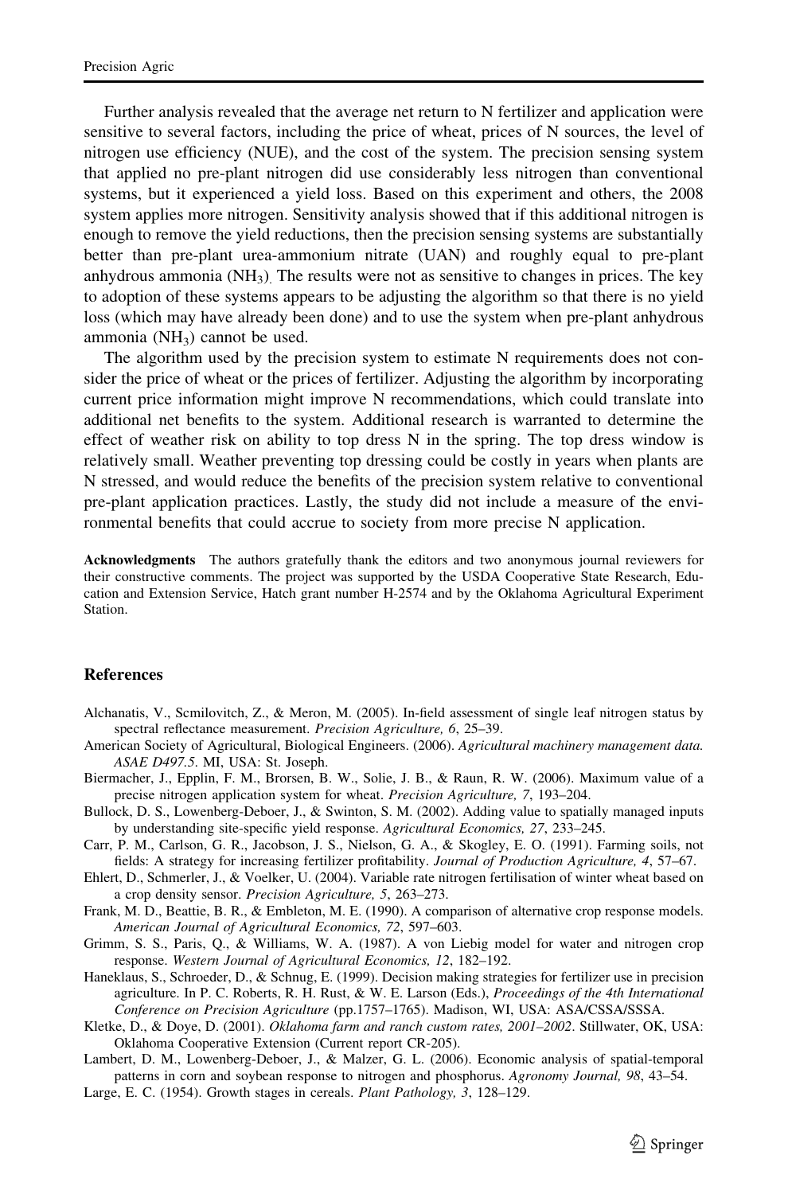Further analysis revealed that the average net return to N fertilizer and application were sensitive to several factors, including the price of wheat, prices of N sources, the level of nitrogen use efficiency (NUE), and the cost of the system. The precision sensing system that applied no pre-plant nitrogen did use considerably less nitrogen than conventional systems, but it experienced a yield loss. Based on this experiment and others, the 2008 system applies more nitrogen. Sensitivity analysis showed that if this additional nitrogen is enough to remove the yield reductions, then the precision sensing systems are substantially better than pre-plant urea-ammonium nitrate (UAN) and roughly equal to pre-plant anhydrous ammonia ($NH_3$). The results were not as sensitive to changes in prices. The key to adoption of these systems appears to be adjusting the algorithm so that there is no yield loss (which may have already been done) and to use the system when pre-plant anhydrous ammonia ($NH_3$) cannot be used.

The algorithm used by the precision system to estimate N requirements does not consider the price of wheat or the prices of fertilizer. Adjusting the algorithm by incorporating current price information might improve N recommendations, which could translate into additional net benefits to the system. Additional research is warranted to determine the effect of weather risk on ability to top dress N in the spring. The top dress window is relatively small. Weather preventing top dressing could be costly in years when plants are N stressed, and would reduce the benefits of the precision system relative to conventional pre-plant application practices. Lastly, the study did not include a measure of the environmental benefits that could accrue to society from more precise N application.

**Acknowledgments** The authors gratefully thank the editors and two anonymous journal reviewers for their constructive comments. The project was supported by the USDA Cooperative State Research, Education and Extension Service, Hatch grant number H-2574 and by the Oklahoma Agricultural Experiment Station.

## References

Alchanatis, V., Scmilovitch, Z., & Meron, M. (2005). In-field assessment of single leaf nitrogen status by spectral reflectance measurement. *Precision Agriculture, 6*, 25–39.

American Society of Agricultural, Biological Engineers. (2006). *Agricultural machinery management data. ASAE D497.5*. MI, USA: St. Joseph.

Biermacher, J., Epplin, F. M., Brorsen, B. W., Solie, J. B., & Raun, R. W. (2006). Maximum value of a precise nitrogen application system for wheat. *Precision Agriculture, 7*, 193–204.

Bullock, D. S., Lowenberg-Deboer, J., & Swinton, S. M. (2002). Adding value to spatially managed inputs by understanding site-specific yield response. *Agricultural Economics, 27*, 233–245.

Carr, P. M., Carlson, G. R., Jacobson, J. S., Nielson, G. A., & Skogley, E. O. (1991). Farming soils, not fields: A strategy for increasing fertilizer profitability. *Journal of Production Agriculture, 4*, 57–67.

Ehlert, D., Schmerler, J., & Voelker, U. (2004). Variable rate nitrogen fertilisation of winter wheat based on a crop density sensor. *Precision Agriculture, 5*, 263–273.

Frank, M. D., Beattie, B. R., & Embleton, M. E. (1990). A comparison of alternative crop response models. *American Journal of Agricultural Economics, 72*, 597–603.

Grimm, S. S., Paris, Q., & Williams, W. A. (1987). A von Liebig model for water and nitrogen crop response. *Western Journal of Agricultural Economics, 12*, 182–192.

Haneklaus, S., Schroeder, D., & Schnug, E. (1999). Decision making strategies for fertilizer use in precision agriculture. In P. C. Roberts, R. H. Rust, & W. E. Larson (Eds.), *Proceedings of the 4th International Conference on Precision Agriculture* (pp.1757–1765). Madison, WI, USA: ASA/CSSA/SSSA.

Kletke, D., & Doye, D. (2001). *Oklahoma farm and ranch custom rates, 2001–2002*. Stillwater, OK, USA: Oklahoma Cooperative Extension (Current report CR-205).

Lambert, D. M., Lowenberg-Deboer, J., & Malzer, G. L. (2006). Economic analysis of spatial-temporal patterns in corn and soybean response to nitrogen and phosphorus. *Agronomy Journal, 98*, 43–54.

Large, E. C. (1954). Growth stages in cereals. *Plant Pathology, 3*, 128–129.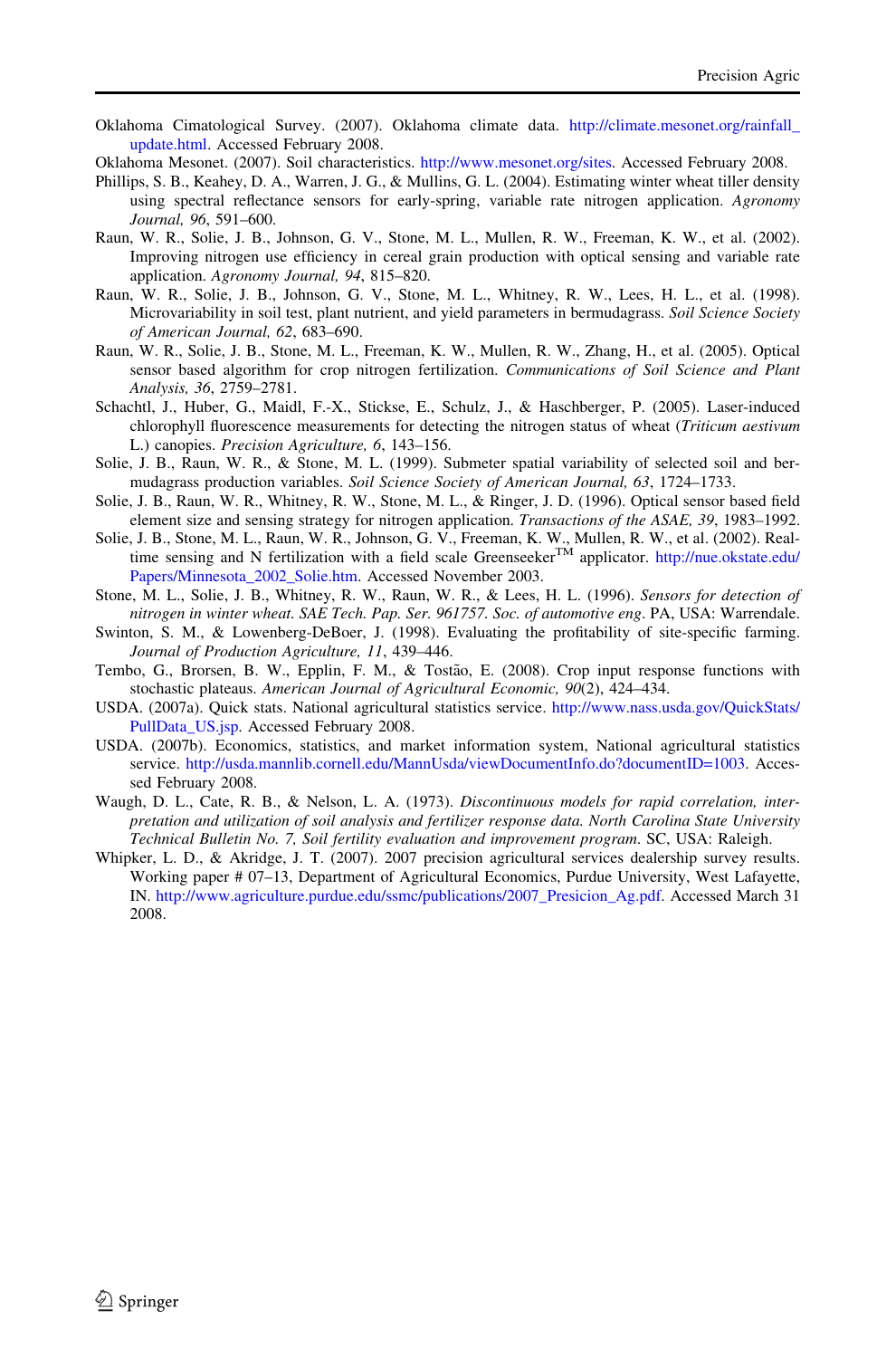Oklahoma Cimatological Survey. (2007). Oklahoma climate data. http://climate.mesonet.org/rainfall_update.html. Accessed February 2008.

Oklahoma Mesonet. (2007). Soil characteristics. http://www.mesonet.org/sites. Accessed February 2008.

Phillips, S. B., Keahey, D. A., Warren, J. G., & Mullins, G. L. (2004). Estimating winter wheat tiller density using spectral reflectance sensors for early-spring, variable rate nitrogen application. *Agronomy Journal, 96*, 591–600.

Raun, W. R., Solie, J. B., Johnson, G. V., Stone, M. L., Mullen, R. W., Freeman, K. W., et al. (2002). Improving nitrogen use efficiency in cereal grain production with optical sensing and variable rate application. *Agronomy Journal, 94*, 815–820.

Raun, W. R., Solie, J. B., Johnson, G. V., Stone, M. L., Whitney, R. W., Lees, H. L., et al. (1998). Microvariability in soil test, plant nutrient, and yield parameters in bermudagrass. *Soil Science Society of American Journal, 62*, 683–690.

Raun, W. R., Solie, J. B., Stone, M. L., Freeman, K. W., Mullen, R. W., Zhang, H., et al. (2005). Optical sensor based algorithm for crop nitrogen fertilization. *Communications of Soil Science and Plant Analysis, 36*, 2759–2781.

Schachtl, J., Huber, G., Maidl, F.-X., Stickse, E., Schulz, J., & Haschberger, P. (2005). Laser-induced chlorophyll fluorescence measurements for detecting the nitrogen status of wheat (*Triticum aestivum* L.) canopies. *Precision Agriculture, 6*, 143–156.

Solie, J. B., Raun, W. R., & Stone, M. L. (1999). Submeter spatial variability of selected soil and bermudagrass production variables. *Soil Science Society of American Journal, 63*, 1724–1733.

Solie, J. B., Raun, W. R., Whitney, R. W., Stone, M. L., & Ringer, J. D. (1996). Optical sensor based field element size and sensing strategy for nitrogen application. *Transactions of the ASAE, 39*, 1983–1992.

Solie, J. B., Stone, M. L., Raun, W. R., Johnson, G. V., Freeman, K. W., Mullen, R. W., et al. (2002). Real-time sensing and N fertilization with a field scale Greenseeker™ applicator. http://nue.okstate.edu/Papers/Minnesota_2002_Solie.htm. Accessed November 2003.

Stone, M. L., Solie, J. B., Whitney, R. W., Raun, W. R., & Lees, H. L. (1996). *Sensors for detection of nitrogen in winter wheat. SAE Tech. Pap. Ser. 961757. Soc. of automotive eng*. PA, USA: Warrendale.

Swinton, S. M., & Lowenberg-DeBoer, J. (1998). Evaluating the profitability of site-specific farming. *Journal of Production Agriculture, 11*, 439–446.

Tembo, G., Brorsen, B. W., Epplin, F. M., & Tostão, E. (2008). Crop input response functions with stochastic plateaus. *American Journal of Agricultural Economic, 90*(2), 424–434.

USDA. (2007a). Quick stats. National agricultural statistics service. http://www.nass.usda.gov/QuickStats/PullData_US.jsp. Accessed February 2008.

USDA. (2007b). Economics, statistics, and market information system, National agricultural statistics service. http://usda.mannlib.cornell.edu/MannUsda/viewDocumentInfo.do?documentID=1003. Accessed February 2008.

Waugh, D. L., Cate, R. B., & Nelson, L. A. (1973). *Discontinuous models for rapid correlation, interpretation and utilization of soil analysis and fertilizer response data. North Carolina State University Technical Bulletin No. 7, Soil fertility evaluation and improvement program*. SC, USA: Raleigh.

Whipker, L. D., & Akridge, J. T. (2007). 2007 precision agricultural services dealership survey results. Working paper # 07–13, Department of Agricultural Economics, Purdue University, West Lafayette, IN. http://www.agriculture.purdue.edu/ssmc/publications/2007_Presicion_Ag.pdf. Accessed March 31 2008.